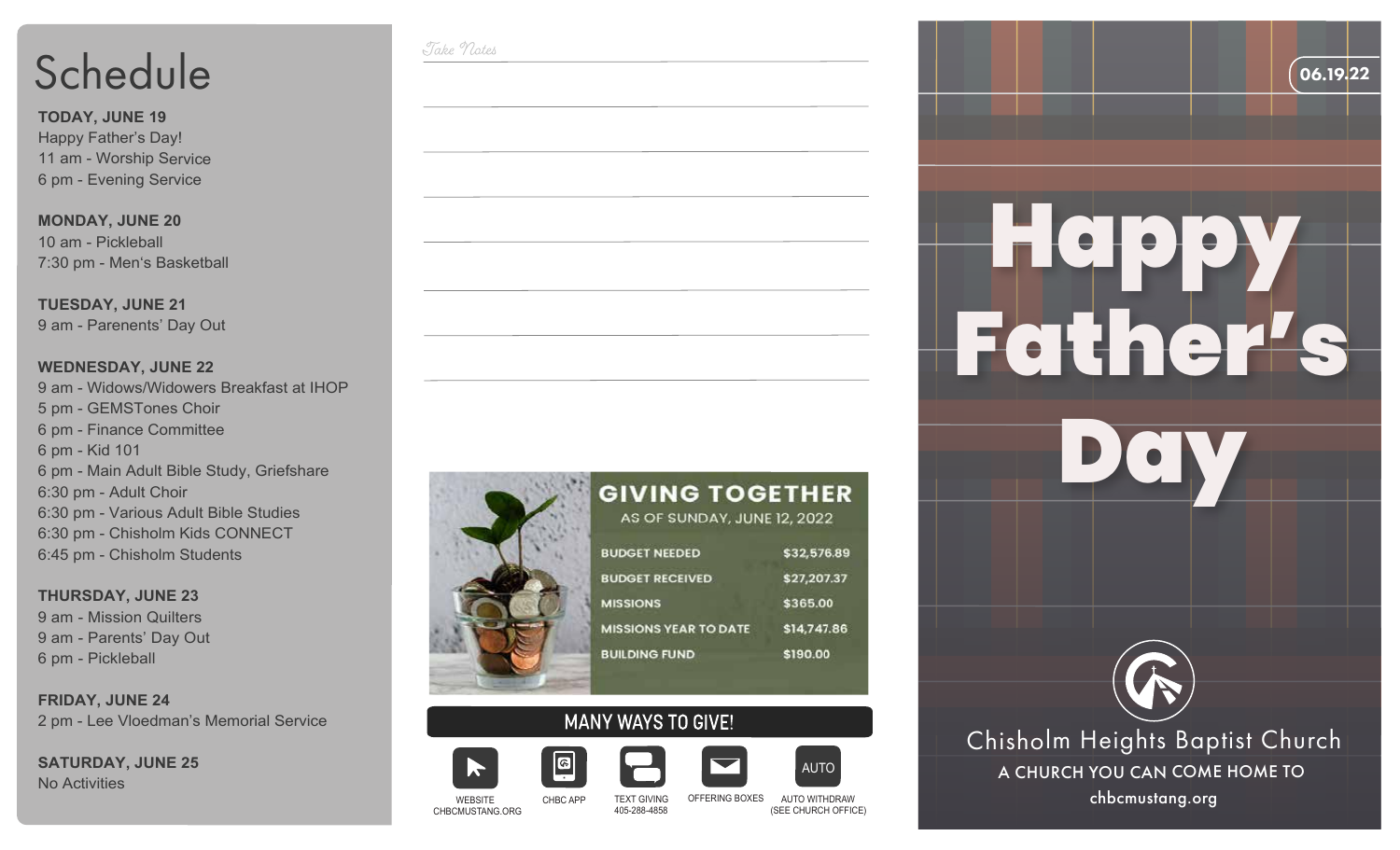# Schedule

**TODAY, JUNE 19**
Happy Father's Day!
11 am - Worship Service
6 pm - Evening Service

**MONDAY, JUNE 20**
10 am - Pickleball
7:30 pm - Men's Basketball

**TUESDAY, JUNE 21**
9 am - Parenents' Day Out

**WEDNESDAY, JUNE 22**
9 am - Widows/Widowers Breakfast at IHOP
5 pm - GEMSTones Choir
6 pm - Finance Committee
6 pm - Kid 101
6 pm - Main Adult Bible Study, Griefshare
6:30 pm - Adult Choir
6:30 pm - Various Adult Bible Studies
6:30 pm - Chisholm Kids CONNECT
6:45 pm - Chisholm Students

**THURSDAY, JUNE 23**
9 am - Mission Quilters
9 am - Parents' Day Out
6 pm - Pickleball

**FRIDAY, JUNE 24**
2 pm - Lee Vloedman's Memorial Service

**SATURDAY, JUNE 25**
No Activities

*Take Notes*

## GIVING TOGETHER

AS OF SUNDAY, JUNE 12, 2022

| | |
|---|---|
| BUDGET NEEDED | $32,576.89 |
| BUDGET RECEIVED | $27,207.37 |
| MISSIONS | $365.00 |
| MISSIONS YEAR TO DATE | $14,747.86 |
| BUILDING FUND | $190.00 |

## MANY WAYS TO GIVE!

- WEBSITE CHBCMUSTANG.ORG
- CHBC APP
- TEXT GIVING 405-288-4858
- OFFERING BOXES
- AUTO WITHDRAW (SEE CHURCH OFFICE)

06.19.22

# Happy Father's Day

Chisholm Heights Baptist Church
A CHURCH YOU CAN COME HOME TO
chbcmustang.org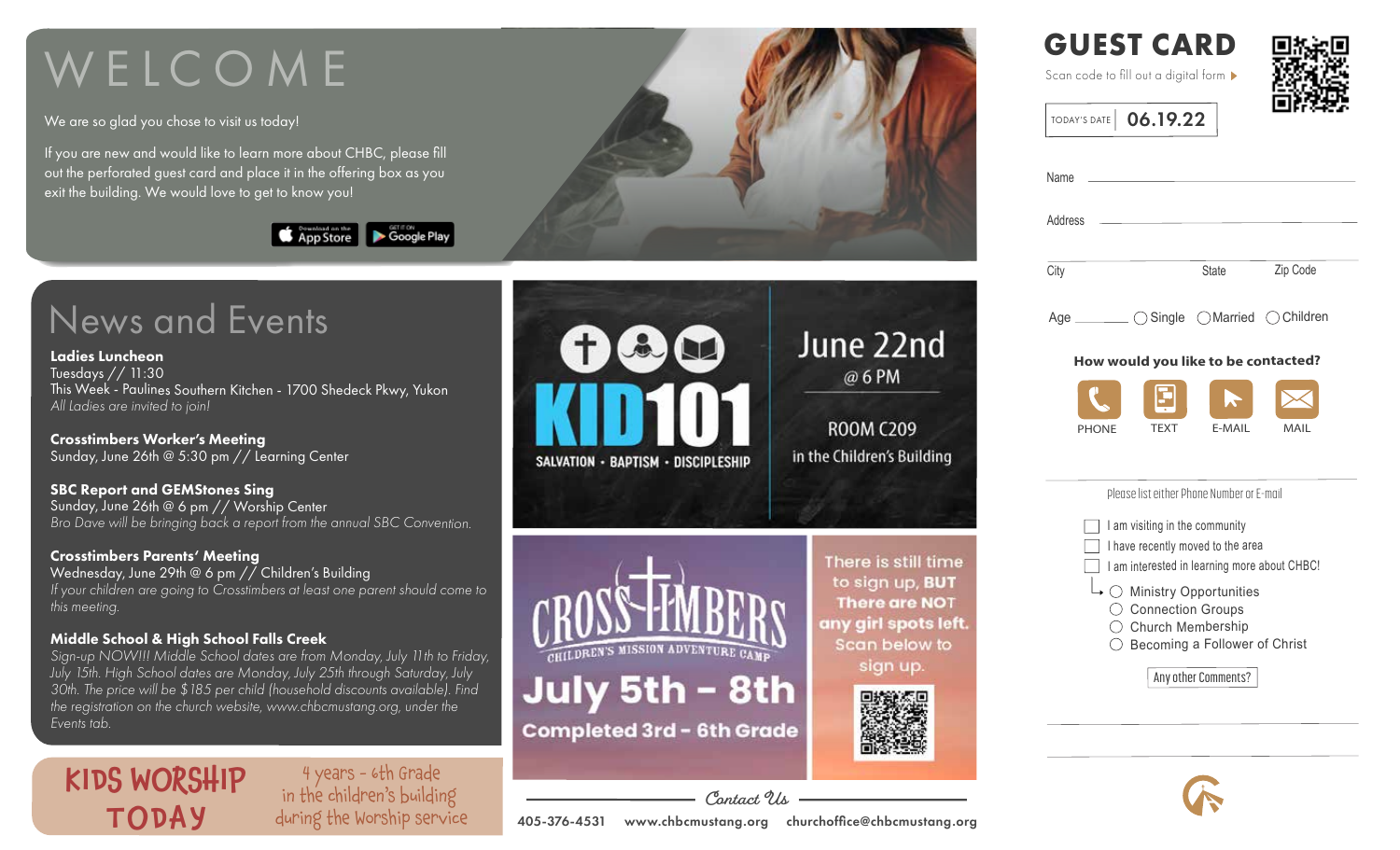# WELCOME

We are so glad you chose to visit us today!

If you are new and would like to learn more about CHBC, please fill out the perforated guest card and place it in the offering box as you exit the building. We would love to get to know you!

Download on the App Store | GET IT ON Google Play

## News and Events

**Ladies Luncheon**
Tuesdays // 11:30
This Week - Paulines Southern Kitchen - 1700 Shedeck Pkwy, Yukon
*All Ladies are invited to join!*

**Crosstimbers Worker's Meeting**
Sunday, June 26th @ 5:30 pm // Learning Center

**SBC Report and GEMStones Sing**
Sunday, June 26th @ 6 pm // Worship Center
*Bro Dave will be bringing back a report from the annual SBC Convention.*

**Crosstimbers Parents' Meeting**
Wednesday, June 29th @ 6 pm // Children's Building
*If your children are going to Crosstimbers at least one parent should come to this meeting.*

**Middle School & High School Falls Creek**
*Sign-up NOW!!! Middle School dates are from Monday, July 11th to Friday, July 15th. High School dates are Monday, July 25th through Saturday, July 30th. The price will be $185 per child (household discounts available). Find the registration on the church website, www.chbcmustang.org, under the Events tab.*

**KIDS WORSHIP TODAY**
4 years - 6th Grade
in the children's building
during the Worship service

**KID101**
SALVATION • BAPTISM • DISCIPLESHIP

June 22nd
@ 6 PM
ROOM C209
in the Children's Building

**CROSSTIMBERS**
CHILDREN'S MISSION ADVENTURE CAMP
July 5th - 8th
Completed 3rd - 6th Grade

There is still time to sign up, BUT There are NOT any girl spots left. Scan below to sign up.

**Contact Us**
405-376-4531 www.chbcmustang.org churchoffice@chbcmustang.org

# GUEST CARD

Scan code to fill out a digital form ▸

TODAY'S DATE 06.19.22

Name ______________________

Address ______________________

City ______ State ______ Zip Code ______

Age ______ ◯ Single ◯ Married ◯ Children

**How would you like to be contacted?**

PHONE TEXT E-MAIL MAIL

Please list either Phone Number or E-mail

☐ I am visiting in the community
☐ I have recently moved to the area
☐ I am interested in learning more about CHBC!
- ◯ Ministry Opportunities
- ◯ Connection Groups
- ◯ Church Membership
- ◯ Becoming a Follower of Christ

Any other Comments?